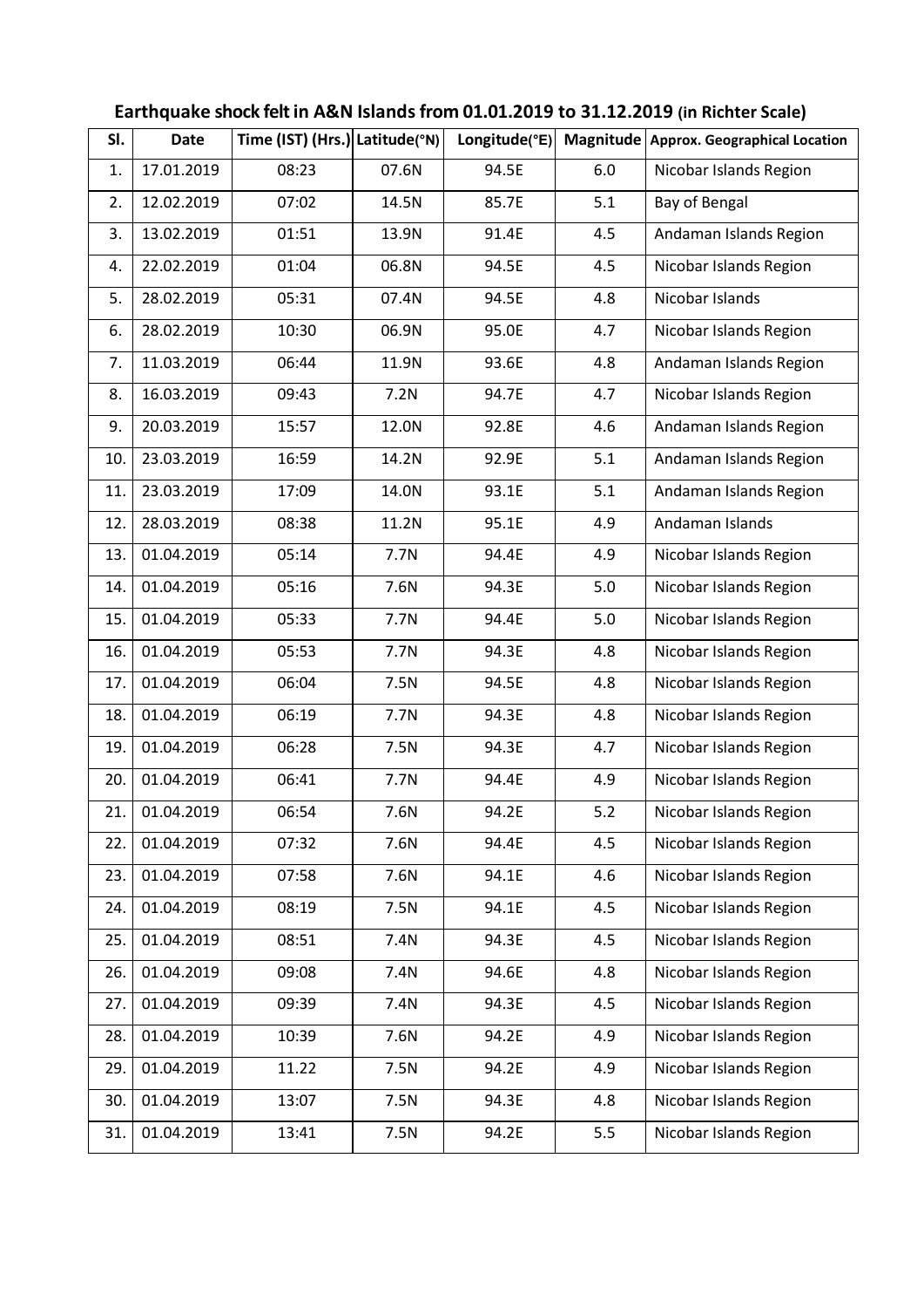# Earthquake shock felt in A&N Islands from 01.01.2019 to 31.12.2019 (in Richter Scale)

| Sl. | Date | Time (IST) (Hrs.) | Latitude(°N) | Longitude(°E) | Magnitude | Approx. Geographical Location |
|---|---|---|---|---|---|---|
| 1. | 17.01.2019 | 08:23 | 07.6N | 94.5E | 6.0 | Nicobar Islands Region |
| 2. | 12.02.2019 | 07:02 | 14.5N | 85.7E | 5.1 | Bay of Bengal |
| 3. | 13.02.2019 | 01:51 | 13.9N | 91.4E | 4.5 | Andaman Islands Region |
| 4. | 22.02.2019 | 01:04 | 06.8N | 94.5E | 4.5 | Nicobar Islands Region |
| 5. | 28.02.2019 | 05:31 | 07.4N | 94.5E | 4.8 | Nicobar Islands |
| 6. | 28.02.2019 | 10:30 | 06.9N | 95.0E | 4.7 | Nicobar Islands Region |
| 7. | 11.03.2019 | 06:44 | 11.9N | 93.6E | 4.8 | Andaman Islands Region |
| 8. | 16.03.2019 | 09:43 | 7.2N | 94.7E | 4.7 | Nicobar Islands Region |
| 9. | 20.03.2019 | 15:57 | 12.0N | 92.8E | 4.6 | Andaman Islands Region |
| 10. | 23.03.2019 | 16:59 | 14.2N | 92.9E | 5.1 | Andaman Islands Region |
| 11. | 23.03.2019 | 17:09 | 14.0N | 93.1E | 5.1 | Andaman Islands Region |
| 12. | 28.03.2019 | 08:38 | 11.2N | 95.1E | 4.9 | Andaman Islands |
| 13. | 01.04.2019 | 05:14 | 7.7N | 94.4E | 4.9 | Nicobar Islands Region |
| 14. | 01.04.2019 | 05:16 | 7.6N | 94.3E | 5.0 | Nicobar Islands Region |
| 15. | 01.04.2019 | 05:33 | 7.7N | 94.4E | 5.0 | Nicobar Islands Region |
| 16. | 01.04.2019 | 05:53 | 7.7N | 94.3E | 4.8 | Nicobar Islands Region |
| 17. | 01.04.2019 | 06:04 | 7.5N | 94.5E | 4.8 | Nicobar Islands Region |
| 18. | 01.04.2019 | 06:19 | 7.7N | 94.3E | 4.8 | Nicobar Islands Region |
| 19. | 01.04.2019 | 06:28 | 7.5N | 94.3E | 4.7 | Nicobar Islands Region |
| 20. | 01.04.2019 | 06:41 | 7.7N | 94.4E | 4.9 | Nicobar Islands Region |
| 21. | 01.04.2019 | 06:54 | 7.6N | 94.2E | 5.2 | Nicobar Islands Region |
| 22. | 01.04.2019 | 07:32 | 7.6N | 94.4E | 4.5 | Nicobar Islands Region |
| 23. | 01.04.2019 | 07:58 | 7.6N | 94.1E | 4.6 | Nicobar Islands Region |
| 24. | 01.04.2019 | 08:19 | 7.5N | 94.1E | 4.5 | Nicobar Islands Region |
| 25. | 01.04.2019 | 08:51 | 7.4N | 94.3E | 4.5 | Nicobar Islands Region |
| 26. | 01.04.2019 | 09:08 | 7.4N | 94.6E | 4.8 | Nicobar Islands Region |
| 27. | 01.04.2019 | 09:39 | 7.4N | 94.3E | 4.5 | Nicobar Islands Region |
| 28. | 01.04.2019 | 10:39 | 7.6N | 94.2E | 4.9 | Nicobar Islands Region |
| 29. | 01.04.2019 | 11.22 | 7.5N | 94.2E | 4.9 | Nicobar Islands Region |
| 30. | 01.04.2019 | 13:07 | 7.5N | 94.3E | 4.8 | Nicobar Islands Region |
| 31. | 01.04.2019 | 13:41 | 7.5N | 94.2E | 5.5 | Nicobar Islands Region |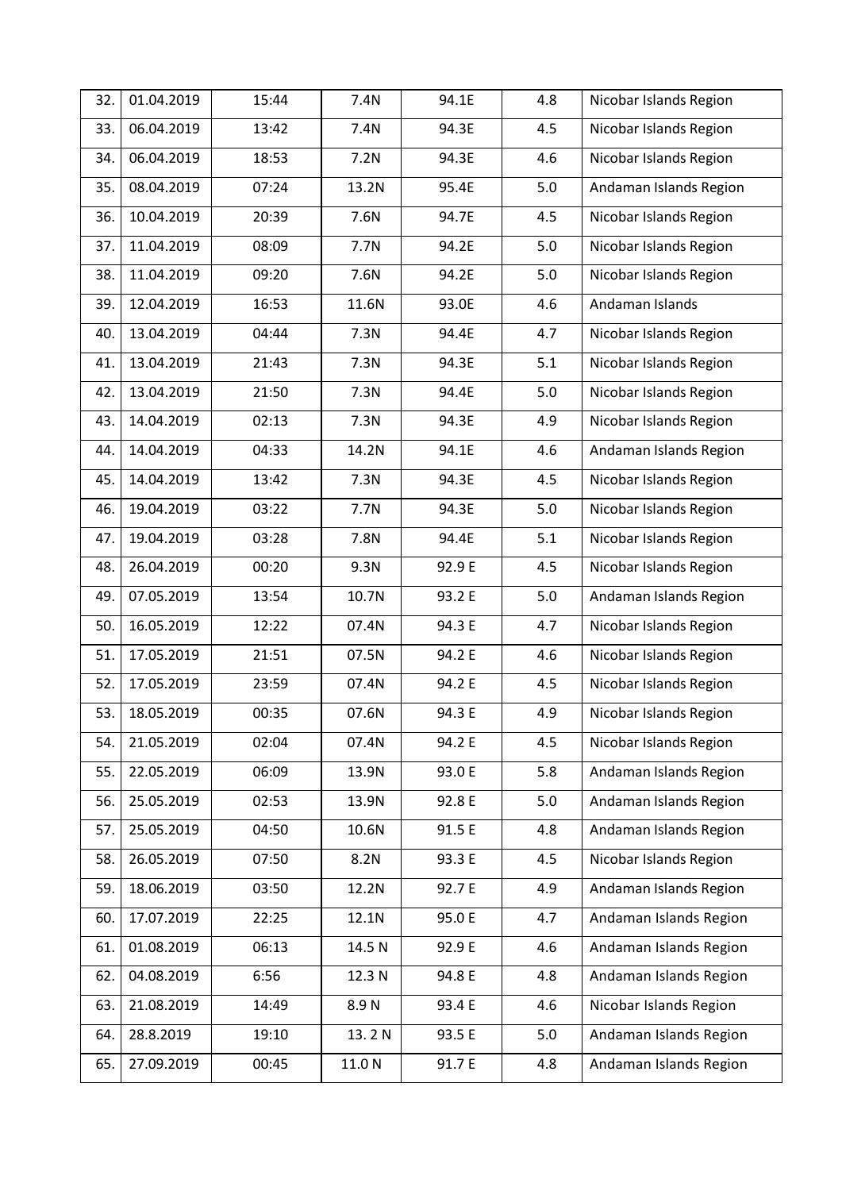| 32. | 01.04.2019 | 15:44 | 7.4N | 94.1E | 4.8 | Nicobar Islands Region |
|---|---|---|---|---|---|---|
| 33. | 06.04.2019 | 13:42 | 7.4N | 94.3E | 4.5 | Nicobar Islands Region |
| 34. | 06.04.2019 | 18:53 | 7.2N | 94.3E | 4.6 | Nicobar Islands Region |
| 35. | 08.04.2019 | 07:24 | 13.2N | 95.4E | 5.0 | Andaman Islands Region |
| 36. | 10.04.2019 | 20:39 | 7.6N | 94.7E | 4.5 | Nicobar Islands Region |
| 37. | 11.04.2019 | 08:09 | 7.7N | 94.2E | 5.0 | Nicobar Islands Region |
| 38. | 11.04.2019 | 09:20 | 7.6N | 94.2E | 5.0 | Nicobar Islands Region |
| 39. | 12.04.2019 | 16:53 | 11.6N | 93.0E | 4.6 | Andaman Islands |
| 40. | 13.04.2019 | 04:44 | 7.3N | 94.4E | 4.7 | Nicobar Islands Region |
| 41. | 13.04.2019 | 21:43 | 7.3N | 94.3E | 5.1 | Nicobar Islands Region |
| 42. | 13.04.2019 | 21:50 | 7.3N | 94.4E | 5.0 | Nicobar Islands Region |
| 43. | 14.04.2019 | 02:13 | 7.3N | 94.3E | 4.9 | Nicobar Islands Region |
| 44. | 14.04.2019 | 04:33 | 14.2N | 94.1E | 4.6 | Andaman Islands Region |
| 45. | 14.04.2019 | 13:42 | 7.3N | 94.3E | 4.5 | Nicobar Islands Region |
| 46. | 19.04.2019 | 03:22 | 7.7N | 94.3E | 5.0 | Nicobar Islands Region |
| 47. | 19.04.2019 | 03:28 | 7.8N | 94.4E | 5.1 | Nicobar Islands Region |
| 48. | 26.04.2019 | 00:20 | 9.3N | 92.9 E | 4.5 | Nicobar Islands Region |
| 49. | 07.05.2019 | 13:54 | 10.7N | 93.2 E | 5.0 | Andaman Islands Region |
| 50. | 16.05.2019 | 12:22 | 07.4N | 94.3 E | 4.7 | Nicobar Islands Region |
| 51. | 17.05.2019 | 21:51 | 07.5N | 94.2 E | 4.6 | Nicobar Islands Region |
| 52. | 17.05.2019 | 23:59 | 07.4N | 94.2 E | 4.5 | Nicobar Islands Region |
| 53. | 18.05.2019 | 00:35 | 07.6N | 94.3 E | 4.9 | Nicobar Islands Region |
| 54. | 21.05.2019 | 02:04 | 07.4N | 94.2 E | 4.5 | Nicobar Islands Region |
| 55. | 22.05.2019 | 06:09 | 13.9N | 93.0 E | 5.8 | Andaman Islands Region |
| 56. | 25.05.2019 | 02:53 | 13.9N | 92.8 E | 5.0 | Andaman Islands Region |
| 57. | 25.05.2019 | 04:50 | 10.6N | 91.5 E | 4.8 | Andaman Islands Region |
| 58. | 26.05.2019 | 07:50 | 8.2N | 93.3 E | 4.5 | Nicobar Islands Region |
| 59. | 18.06.2019 | 03:50 | 12.2N | 92.7 E | 4.9 | Andaman Islands Region |
| 60. | 17.07.2019 | 22:25 | 12.1N | 95.0 E | 4.7 | Andaman Islands Region |
| 61. | 01.08.2019 | 06:13 | 14.5 N | 92.9 E | 4.6 | Andaman Islands Region |
| 62. | 04.08.2019 | 6:56 | 12.3 N | 94.8 E | 4.8 | Andaman Islands Region |
| 63. | 21.08.2019 | 14:49 | 8.9 N | 93.4 E | 4.6 | Nicobar Islands Region |
| 64. | 28.8.2019 | 19:10 | 13. 2 N | 93.5 E | 5.0 | Andaman Islands Region |
| 65. | 27.09.2019 | 00:45 | 11.0 N | 91.7 E | 4.8 | Andaman Islands Region |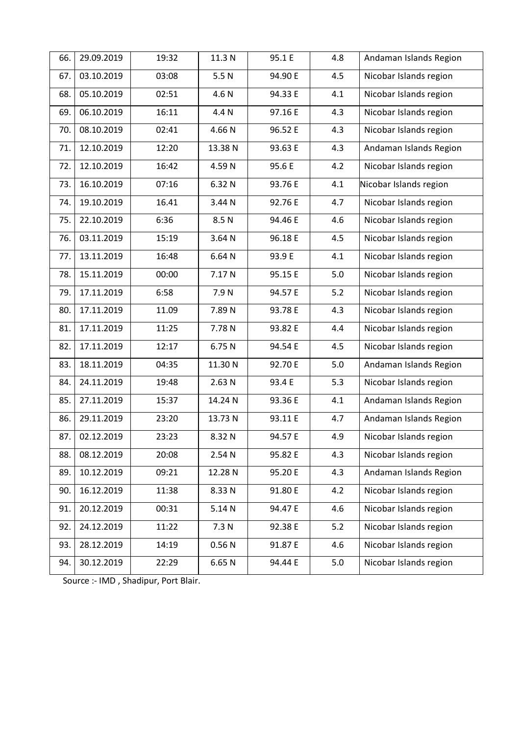| | | | | | | |
|---|---|---|---|---|---|---|
| 66. | 29.09.2019 | 19:32 | 11.3 N | 95.1 E | 4.8 | Andaman Islands Region |
| 67. | 03.10.2019 | 03:08 | 5.5 N | 94.90 E | 4.5 | Nicobar Islands region |
| 68. | 05.10.2019 | 02:51 | 4.6 N | 94.33 E | 4.1 | Nicobar Islands region |
| 69. | 06.10.2019 | 16:11 | 4.4 N | 97.16 E | 4.3 | Nicobar Islands region |
| 70. | 08.10.2019 | 02:41 | 4.66 N | 96.52 E | 4.3 | Nicobar Islands region |
| 71. | 12.10.2019 | 12:20 | 13.38 N | 93.63 E | 4.3 | Andaman Islands Region |
| 72. | 12.10.2019 | 16:42 | 4.59 N | 95.6 E | 4.2 | Nicobar Islands region |
| 73. | 16.10.2019 | 07:16 | 6.32 N | 93.76 E | 4.1 | Nicobar Islands region |
| 74. | 19.10.2019 | 16.41 | 3.44 N | 92.76 E | 4.7 | Nicobar Islands region |
| 75. | 22.10.2019 | 6:36 | 8.5 N | 94.46 E | 4.6 | Nicobar Islands region |
| 76. | 03.11.2019 | 15:19 | 3.64 N | 96.18 E | 4.5 | Nicobar Islands region |
| 77. | 13.11.2019 | 16:48 | 6.64 N | 93.9 E | 4.1 | Nicobar Islands region |
| 78. | 15.11.2019 | 00:00 | 7.17 N | 95.15 E | 5.0 | Nicobar Islands region |
| 79. | 17.11.2019 | 6:58 | 7.9 N | 94.57 E | 5.2 | Nicobar Islands region |
| 80. | 17.11.2019 | 11.09 | 7.89 N | 93.78 E | 4.3 | Nicobar Islands region |
| 81. | 17.11.2019 | 11:25 | 7.78 N | 93.82 E | 4.4 | Nicobar Islands region |
| 82. | 17.11.2019 | 12:17 | 6.75 N | 94.54 E | 4.5 | Nicobar Islands region |
| 83. | 18.11.2019 | 04:35 | 11.30 N | 92.70 E | 5.0 | Andaman Islands Region |
| 84. | 24.11.2019 | 19:48 | 2.63 N | 93.4 E | 5.3 | Nicobar Islands region |
| 85. | 27.11.2019 | 15:37 | 14.24 N | 93.36 E | 4.1 | Andaman Islands Region |
| 86. | 29.11.2019 | 23:20 | 13.73 N | 93.11 E | 4.7 | Andaman Islands Region |
| 87. | 02.12.2019 | 23:23 | 8.32 N | 94.57 E | 4.9 | Nicobar Islands region |
| 88. | 08.12.2019 | 20:08 | 2.54 N | 95.82 E | 4.3 | Nicobar Islands region |
| 89. | 10.12.2019 | 09:21 | 12.28 N | 95.20 E | 4.3 | Andaman Islands Region |
| 90. | 16.12.2019 | 11:38 | 8.33 N | 91.80 E | 4.2 | Nicobar Islands region |
| 91. | 20.12.2019 | 00:31 | 5.14 N | 94.47 E | 4.6 | Nicobar Islands region |
| 92. | 24.12.2019 | 11:22 | 7.3 N | 92.38 E | 5.2 | Nicobar Islands region |
| 93. | 28.12.2019 | 14:19 | 0.56 N | 91.87 E | 4.6 | Nicobar Islands region |
| 94. | 30.12.2019 | 22:29 | 6.65 N | 94.44 E | 5.0 | Nicobar Islands region |

Source :- IMD , Shadipur, Port Blair.